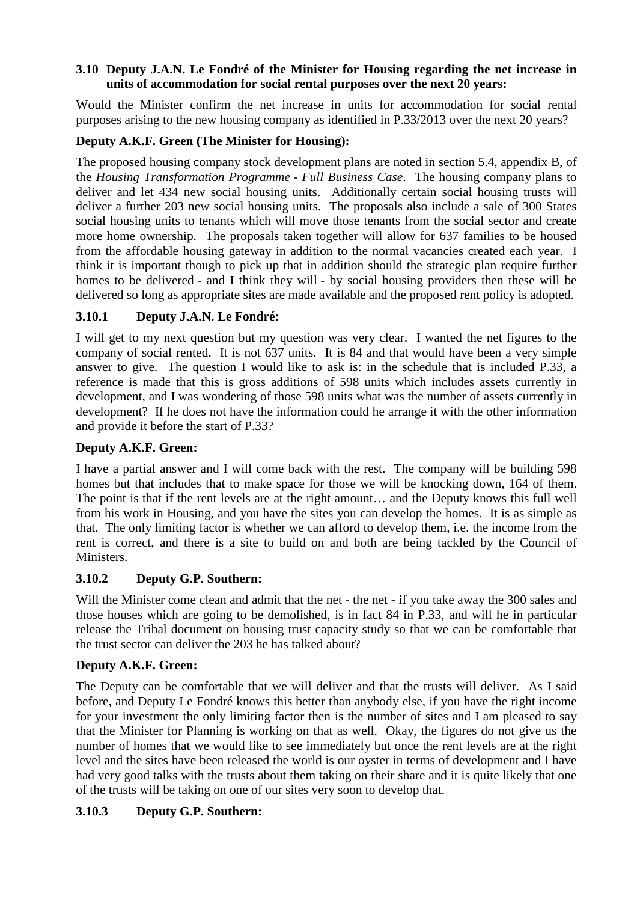### 3.10 Deputy J.A.N. Le Fondré of the Minister for Housing regarding the net increase in units of accommodation for social rental purposes over the next 20 years:

Would the Minister confirm the net increase in units for accommodation for social rental purposes arising to the new housing company as identified in P.33/2013 over the next 20 years?

**Deputy A.K.F. Green (The Minister for Housing):**

The proposed housing company stock development plans are noted in section 5.4, appendix B, of the *Housing Transformation Programme - Full Business Case*. The housing company plans to deliver and let 434 new social housing units. Additionally certain social housing trusts will deliver a further 203 new social housing units. The proposals also include a sale of 300 States social housing units to tenants which will move those tenants from the social sector and create more home ownership. The proposals taken together will allow for 637 families to be housed from the affordable housing gateway in addition to the normal vacancies created each year. I think it is important though to pick up that in addition should the strategic plan require further homes to be delivered - and I think they will - by social housing providers then these will be delivered so long as appropriate sites are made available and the proposed rent policy is adopted.

### 3.10.1 Deputy J.A.N. Le Fondré:

I will get to my next question but my question was very clear. I wanted the net figures to the company of social rented. It is not 637 units. It is 84 and that would have been a very simple answer to give. The question I would like to ask is: in the schedule that is included P.33, a reference is made that this is gross additions of 598 units which includes assets currently in development, and I was wondering of those 598 units what was the number of assets currently in development? If he does not have the information could he arrange it with the other information and provide it before the start of P.33?

**Deputy A.K.F. Green:**

I have a partial answer and I will come back with the rest. The company will be building 598 homes but that includes that to make space for those we will be knocking down, 164 of them. The point is that if the rent levels are at the right amount… and the Deputy knows this full well from his work in Housing, and you have the sites you can develop the homes. It is as simple as that. The only limiting factor is whether we can afford to develop them, i.e. the income from the rent is correct, and there is a site to build on and both are being tackled by the Council of Ministers.

### 3.10.2 Deputy G.P. Southern:

Will the Minister come clean and admit that the net - the net - if you take away the 300 sales and those houses which are going to be demolished, is in fact 84 in P.33, and will he in particular release the Tribal document on housing trust capacity study so that we can be comfortable that the trust sector can deliver the 203 he has talked about?

**Deputy A.K.F. Green:**

The Deputy can be comfortable that we will deliver and that the trusts will deliver. As I said before, and Deputy Le Fondré knows this better than anybody else, if you have the right income for your investment the only limiting factor then is the number of sites and I am pleased to say that the Minister for Planning is working on that as well. Okay, the figures do not give us the number of homes that we would like to see immediately but once the rent levels are at the right level and the sites have been released the world is our oyster in terms of development and I have had very good talks with the trusts about them taking on their share and it is quite likely that one of the trusts will be taking on one of our sites very soon to develop that.

### 3.10.3 Deputy G.P. Southern: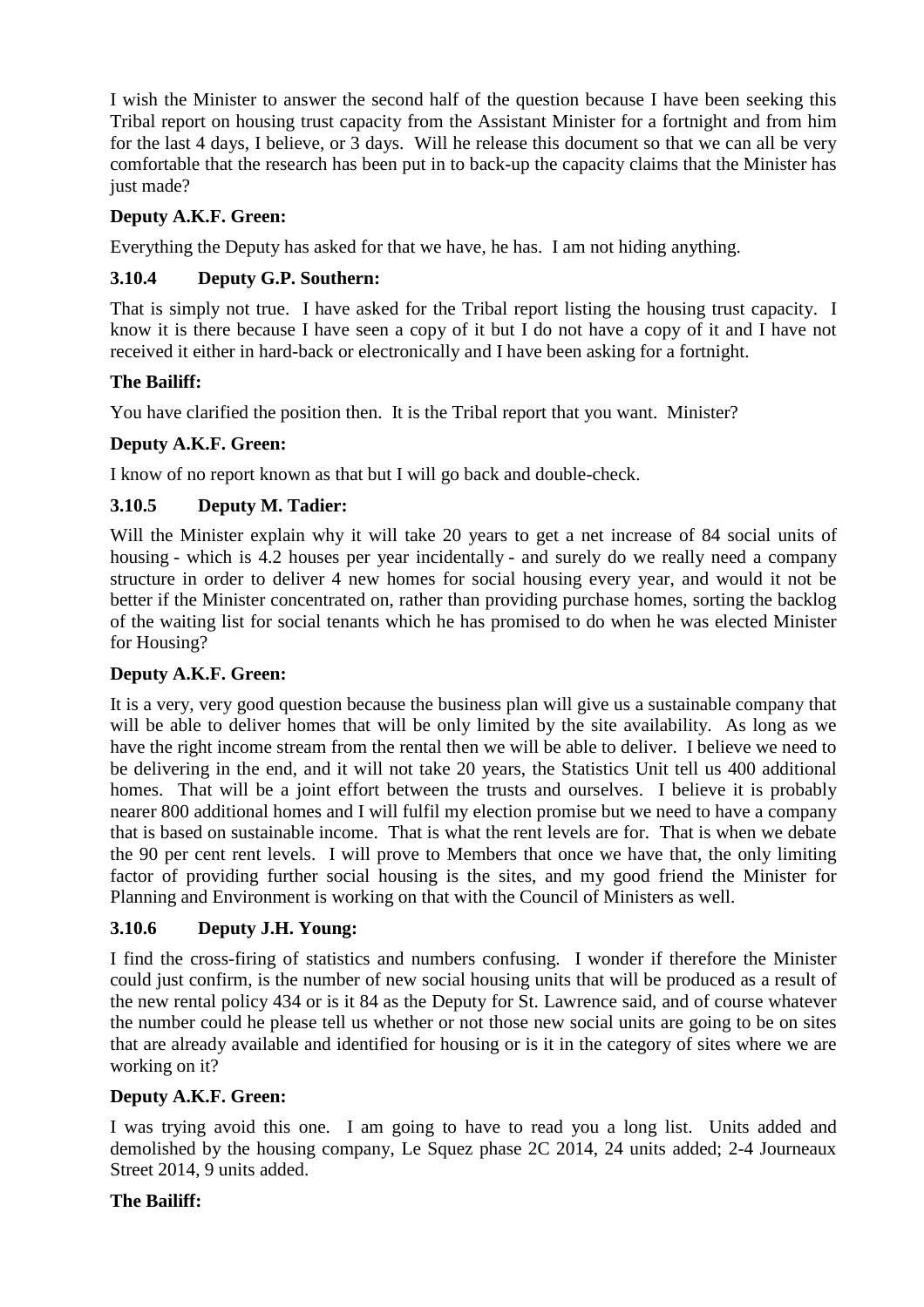I wish the Minister to answer the second half of the question because I have been seeking this Tribal report on housing trust capacity from the Assistant Minister for a fortnight and from him for the last 4 days, I believe, or 3 days. Will he release this document so that we can all be very comfortable that the research has been put in to back-up the capacity claims that the Minister has just made?

**Deputy A.K.F. Green:**

Everything the Deputy has asked for that we have, he has. I am not hiding anything.

### 3.10.4 Deputy G.P. Southern:

That is simply not true. I have asked for the Tribal report listing the housing trust capacity. I know it is there because I have seen a copy of it but I do not have a copy of it and I have not received it either in hard-back or electronically and I have been asking for a fortnight.

**The Bailiff:**

You have clarified the position then. It is the Tribal report that you want. Minister?

**Deputy A.K.F. Green:**

I know of no report known as that but I will go back and double-check.

### 3.10.5 Deputy M. Tadier:

Will the Minister explain why it will take 20 years to get a net increase of 84 social units of housing - which is 4.2 houses per year incidentally - and surely do we really need a company structure in order to deliver 4 new homes for social housing every year, and would it not be better if the Minister concentrated on, rather than providing purchase homes, sorting the backlog of the waiting list for social tenants which he has promised to do when he was elected Minister for Housing?

**Deputy A.K.F. Green:**

It is a very, very good question because the business plan will give us a sustainable company that will be able to deliver homes that will be only limited by the site availability. As long as we have the right income stream from the rental then we will be able to deliver. I believe we need to be delivering in the end, and it will not take 20 years, the Statistics Unit tell us 400 additional homes. That will be a joint effort between the trusts and ourselves. I believe it is probably nearer 800 additional homes and I will fulfil my election promise but we need to have a company that is based on sustainable income. That is what the rent levels are for. That is when we debate the 90 per cent rent levels. I will prove to Members that once we have that, the only limiting factor of providing further social housing is the sites, and my good friend the Minister for Planning and Environment is working on that with the Council of Ministers as well.

### 3.10.6 Deputy J.H. Young:

I find the cross-firing of statistics and numbers confusing. I wonder if therefore the Minister could just confirm, is the number of new social housing units that will be produced as a result of the new rental policy 434 or is it 84 as the Deputy for St. Lawrence said, and of course whatever the number could he please tell us whether or not those new social units are going to be on sites that are already available and identified for housing or is it in the category of sites where we are working on it?

**Deputy A.K.F. Green:**

I was trying avoid this one. I am going to have to read you a long list. Units added and demolished by the housing company, Le Squez phase 2C 2014, 24 units added; 2-4 Journeaux Street 2014, 9 units added.

**The Bailiff:**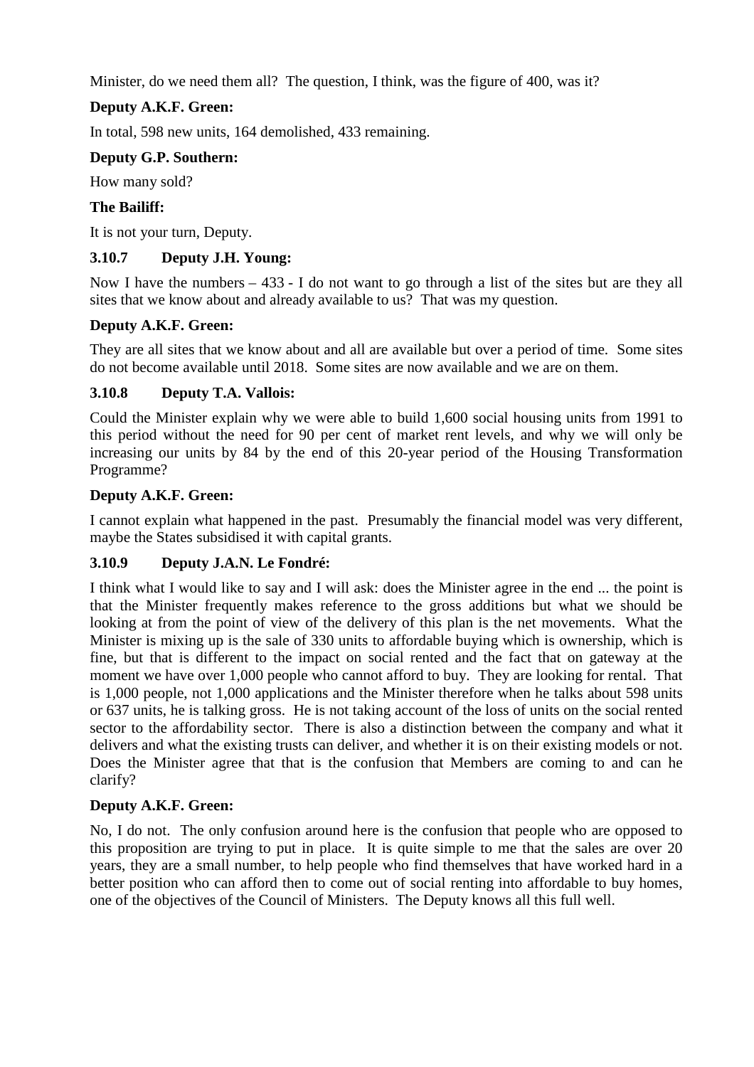Minister, do we need them all? The question, I think, was the figure of 400, was it?

**Deputy A.K.F. Green:**

In total, 598 new units, 164 demolished, 433 remaining.

**Deputy G.P. Southern:**

How many sold?

**The Bailiff:**

It is not your turn, Deputy.

### 3.10.7 Deputy J.H. Young:

Now I have the numbers – 433 - I do not want to go through a list of the sites but are they all sites that we know about and already available to us? That was my question.

**Deputy A.K.F. Green:**

They are all sites that we know about and all are available but over a period of time. Some sites do not become available until 2018. Some sites are now available and we are on them.

### 3.10.8 Deputy T.A. Vallois:

Could the Minister explain why we were able to build 1,600 social housing units from 1991 to this period without the need for 90 per cent of market rent levels, and why we will only be increasing our units by 84 by the end of this 20-year period of the Housing Transformation Programme?

**Deputy A.K.F. Green:**

I cannot explain what happened in the past. Presumably the financial model was very different, maybe the States subsidised it with capital grants.

### 3.10.9 Deputy J.A.N. Le Fondré:

I think what I would like to say and I will ask: does the Minister agree in the end ... the point is that the Minister frequently makes reference to the gross additions but what we should be looking at from the point of view of the delivery of this plan is the net movements. What the Minister is mixing up is the sale of 330 units to affordable buying which is ownership, which is fine, but that is different to the impact on social rented and the fact that on gateway at the moment we have over 1,000 people who cannot afford to buy. They are looking for rental. That is 1,000 people, not 1,000 applications and the Minister therefore when he talks about 598 units or 637 units, he is talking gross. He is not taking account of the loss of units on the social rented sector to the affordability sector. There is also a distinction between the company and what it delivers and what the existing trusts can deliver, and whether it is on their existing models or not. Does the Minister agree that that is the confusion that Members are coming to and can he clarify?

**Deputy A.K.F. Green:**

No, I do not. The only confusion around here is the confusion that people who are opposed to this proposition are trying to put in place. It is quite simple to me that the sales are over 20 years, they are a small number, to help people who find themselves that have worked hard in a better position who can afford then to come out of social renting into affordable to buy homes, one of the objectives of the Council of Ministers. The Deputy knows all this full well.